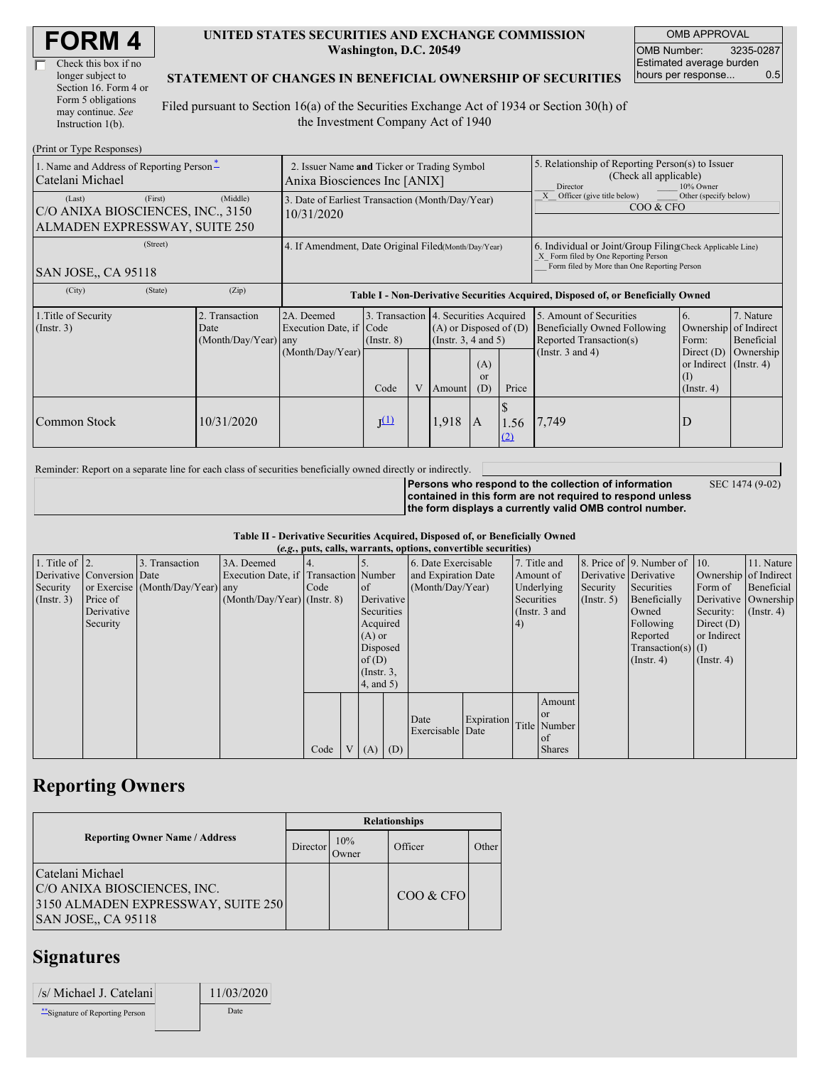# FORM 4

☐ Check this box if no longer subject to Section 16. Form 4 or Form 5 obligations may continue. *See* Instruction 1(b).

**UNITED STATES SECURITIES AND EXCHANGE COMMISSION**
**Washington, D.C. 20549**

**STATEMENT OF CHANGES IN BENEFICIAL OWNERSHIP OF SECURITIES**

Filed pursuant to Section 16(a) of the Securities Exchange Act of 1934 or Section 30(h) of the Investment Company Act of 1940

| OMB APPROVAL | |
|---|---|
| OMB Number: | 3235-0287 |
| Estimated average burden hours per response... | 0.5 |

(Print or Type Responses)

| | | |
|---|---|---|
| 1. Name and Address of Reporting Person*<br>Catelani Michael | 2. Issuer Name **and** Ticker or Trading Symbol<br>Anixa Biosciences Inc [ANIX] | 5. Relationship of Reporting Person(s) to Issuer (Check all applicable)<br>___ Director ___ 10% Owner<br>_X_ Officer (give title below) ___ Other (specify below)<br>COO & CFO |
| (Last) (First) (Middle)<br>C/O ANIXA BIOSCIENCES, INC., 3150 ALMADEN EXPRESSWAY, SUITE 250 | 3. Date of Earliest Transaction (Month/Day/Year)<br>10/31/2020 | |
| (Street)<br>SAN JOSE,, CA 95118<br>(City) (State) (Zip) | 4. If Amendment, Date Original Filed(Month/Day/Year) | 6. Individual or Joint/Group Filing(Check Applicable Line)<br>_X_ Form filed by One Reporting Person<br>___ Form filed by More than One Reporting Person |

**Table I - Non-Derivative Securities Acquired, Disposed of, or Beneficially Owned**

| 1.Title of Security (Instr. 3) | 2. Transaction Date (Month/Day/Year) | 2A. Deemed Execution Date, if any (Month/Day/Year) | 3. Transaction Code (Instr. 8) | | 4. Securities Acquired (A) or Disposed of (D) (Instr. 3, 4 and 5) | | | 5. Amount of Securities Beneficially Owned Following Reported Transaction(s) (Instr. 3 and 4) | 6. Ownership Form: Direct (D) or Indirect (I) (Instr. 4) | 7. Nature of Indirect Beneficial Ownership (Instr. 4) |
|---|---|---|---|---|---|---|---|---|---|---|
| | | | Code | V | Amount | (A) or (D) | Price | | | |
| Common Stock | 10/31/2020 | | J [(1)] | | 1,918 | A | $ 1.56 [(2)] | 7,749 | D | |

Reminder: Report on a separate line for each class of securities beneficially owned directly or indirectly.

**Persons who respond to the collection of information contained in this form are not required to respond unless the form displays a currently valid OMB control number.** SEC 1474 (9-02)

**Table II - Derivative Securities Acquired, Disposed of, or Beneficially Owned**
**(*e.g.*, puts, calls, warrants, options, convertible securities)**

| 1. Title of Derivative Security (Instr. 3) | 2. Conversion or Exercise Price of Derivative Security | 3. Transaction Date (Month/Day/Year) | 3A. Deemed Execution Date, if any (Month/Day/Year) | 4. Transaction Code (Instr. 8) | | 5. Number of Derivative Securities Acquired (A) or Disposed of (D) (Instr. 3, 4, and 5) | | 6. Date Exercisable and Expiration Date (Month/Day/Year) | | 7. Title and Amount of Underlying Securities (Instr. 3 and 4) | | 8. Price of Derivative Security (Instr. 5) | 9. Number of Derivative Securities Beneficially Owned Following Reported Transaction(s) (Instr. 4) | 10. Ownership Form of Derivative Security: Direct (D) or Indirect (I) (Instr. 4) | 11. Nature of Indirect Beneficial Ownership (Instr. 4) |
|---|---|---|---|---|---|---|---|---|---|---|---|---|---|---|---|
| | | | | Code | V | (A) | (D) | Date Exercisable | Expiration Date | Title | Amount or Number of Shares | | | | |

## Reporting Owners

| Reporting Owner Name / Address | Relationships | | | |
|---|---|---|---|---|
| | Director | 10% Owner | Officer | Other |
| Catelani Michael<br>C/O ANIXA BIOSCIENCES, INC.<br>3150 ALMADEN EXPRESSWAY, SUITE 250<br>SAN JOSE,, CA 95118 | | | COO & CFO | |

## Signatures

| /s/ Michael J. Catelani | 11/03/2020 |
|---|---|
| **Signature of Reporting Person | Date |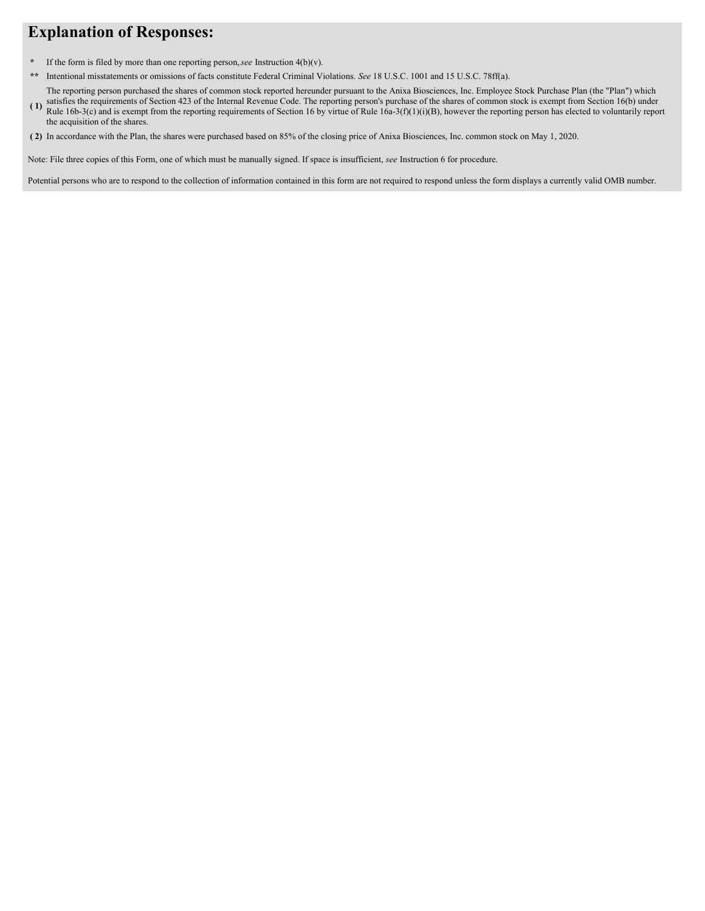## Explanation of Responses:

\* If the form is filed by more than one reporting person, *see* Instruction 4(b)(v).

\*\* Intentional misstatements or omissions of facts constitute Federal Criminal Violations. *See* 18 U.S.C. 1001 and 15 U.S.C. 78ff(a).

**( 1)** The reporting person purchased the shares of common stock reported hereunder pursuant to the Anixa Biosciences, Inc. Employee Stock Purchase Plan (the "Plan") which satisfies the requirements of Section 423 of the Internal Revenue Code. The reporting person's purchase of the shares of common stock is exempt from Section 16(b) under Rule 16b-3(c) and is exempt from the reporting requirements of Section 16 by virtue of Rule 16a-3(f)(1)(i)(B), however the reporting person has elected to voluntarily report the acquisition of the shares.

**( 2)** In accordance with the Plan, the shares were purchased based on 85% of the closing price of Anixa Biosciences, Inc. common stock on May 1, 2020.

Note: File three copies of this Form, one of which must be manually signed. If space is insufficient, *see* Instruction 6 for procedure.

Potential persons who are to respond to the collection of information contained in this form are not required to respond unless the form displays a currently valid OMB number.